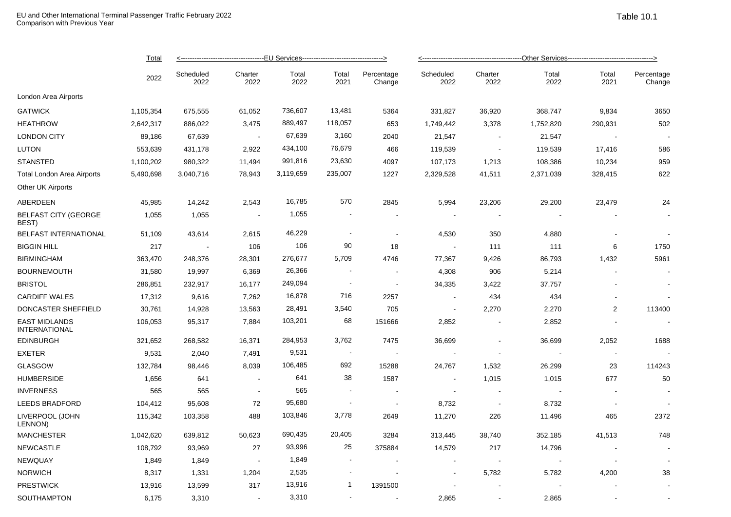EU and Other International Terminal Passenger Traffic February 2022
Comparison with Previous Year

Table 10.1

| | Total | EU Services | | | | | Other Services | | | | |
|---|---|---|---|---|---|---|---|---|---|---|---|
| | 2022 | Scheduled 2022 | Charter 2022 | Total 2022 | Total 2021 | Percentage Change | Scheduled 2022 | Charter 2022 | Total 2022 | Total 2021 | Percentage Change |
| London Area Airports | | | | | | | | | | | |
| GATWICK | 1,105,354 | 675,555 | 61,052 | 736,607 | 13,481 | 5364 | 331,827 | 36,920 | 368,747 | 9,834 | 3650 |
| HEATHROW | 2,642,317 | 886,022 | 3,475 | 889,497 | 118,057 | 653 | 1,749,442 | 3,378 | 1,752,820 | 290,931 | 502 |
| LONDON CITY | 89,186 | 67,639 | - | 67,639 | 3,160 | 2040 | 21,547 | - | 21,547 | - | - |
| LUTON | 553,639 | 431,178 | 2,922 | 434,100 | 76,679 | 466 | 119,539 | - | 119,539 | 17,416 | 586 |
| STANSTED | 1,100,202 | 980,322 | 11,494 | 991,816 | 23,630 | 4097 | 107,173 | 1,213 | 108,386 | 10,234 | 959 |
| Total London Area Airports | 5,490,698 | 3,040,716 | 78,943 | 3,119,659 | 235,007 | 1227 | 2,329,528 | 41,511 | 2,371,039 | 328,415 | 622 |
| Other UK Airports | | | | | | | | | | | |
| ABERDEEN | 45,985 | 14,242 | 2,543 | 16,785 | 570 | 2845 | 5,994 | 23,206 | 29,200 | 23,479 | 24 |
| BELFAST CITY (GEORGE BEST) | 1,055 | 1,055 | - | 1,055 | - | - | - | - | - | - | - |
| BELFAST INTERNATIONAL | 51,109 | 43,614 | 2,615 | 46,229 | - | - | 4,530 | 350 | 4,880 | - | - |
| BIGGIN HILL | 217 | - | 106 | 106 | 90 | 18 | - | 111 | 111 | 6 | 1750 |
| BIRMINGHAM | 363,470 | 248,376 | 28,301 | 276,677 | 5,709 | 4746 | 77,367 | 9,426 | 86,793 | 1,432 | 5961 |
| BOURNEMOUTH | 31,580 | 19,997 | 6,369 | 26,366 | - | - | 4,308 | 906 | 5,214 | - | - |
| BRISTOL | 286,851 | 232,917 | 16,177 | 249,094 | - | - | 34,335 | 3,422 | 37,757 | - | - |
| CARDIFF WALES | 17,312 | 9,616 | 7,262 | 16,878 | 716 | 2257 | - | 434 | 434 | - | - |
| DONCASTER SHEFFIELD | 30,761 | 14,928 | 13,563 | 28,491 | 3,540 | 705 | - | 2,270 | 2,270 | 2 | 113400 |
| EAST MIDLANDS INTERNATIONAL | 106,053 | 95,317 | 7,884 | 103,201 | 68 | 151666 | 2,852 | - | 2,852 | - | - |
| EDINBURGH | 321,652 | 268,582 | 16,371 | 284,953 | 3,762 | 7475 | 36,699 | - | 36,699 | 2,052 | 1688 |
| EXETER | 9,531 | 2,040 | 7,491 | 9,531 | - | - | - | - | - | - | - |
| GLASGOW | 132,784 | 98,446 | 8,039 | 106,485 | 692 | 15288 | 24,767 | 1,532 | 26,299 | 23 | 114243 |
| HUMBERSIDE | 1,656 | 641 | - | 641 | 38 | 1587 | - | 1,015 | 1,015 | 677 | 50 |
| INVERNESS | 565 | 565 | - | 565 | - | - | - | - | - | - | - |
| LEEDS BRADFORD | 104,412 | 95,608 | 72 | 95,680 | - | - | 8,732 | - | 8,732 | - | - |
| LIVERPOOL (JOHN LENNON) | 115,342 | 103,358 | 488 | 103,846 | 3,778 | 2649 | 11,270 | 226 | 11,496 | 465 | 2372 |
| MANCHESTER | 1,042,620 | 639,812 | 50,623 | 690,435 | 20,405 | 3284 | 313,445 | 38,740 | 352,185 | 41,513 | 748 |
| NEWCASTLE | 108,792 | 93,969 | 27 | 93,996 | 25 | 375884 | 14,579 | 217 | 14,796 | - | - |
| NEWQUAY | 1,849 | 1,849 | - | 1,849 | - | - | - | - | - | - | - |
| NORWICH | 8,317 | 1,331 | 1,204 | 2,535 | - | - | - | 5,782 | 5,782 | 4,200 | 38 |
| PRESTWICK | 13,916 | 13,599 | 317 | 13,916 | 1 | 1391500 | - | - | - | - | - |
| SOUTHAMPTON | 6,175 | 3,310 | - | 3,310 | - | - | 2,865 | - | 2,865 | - | - |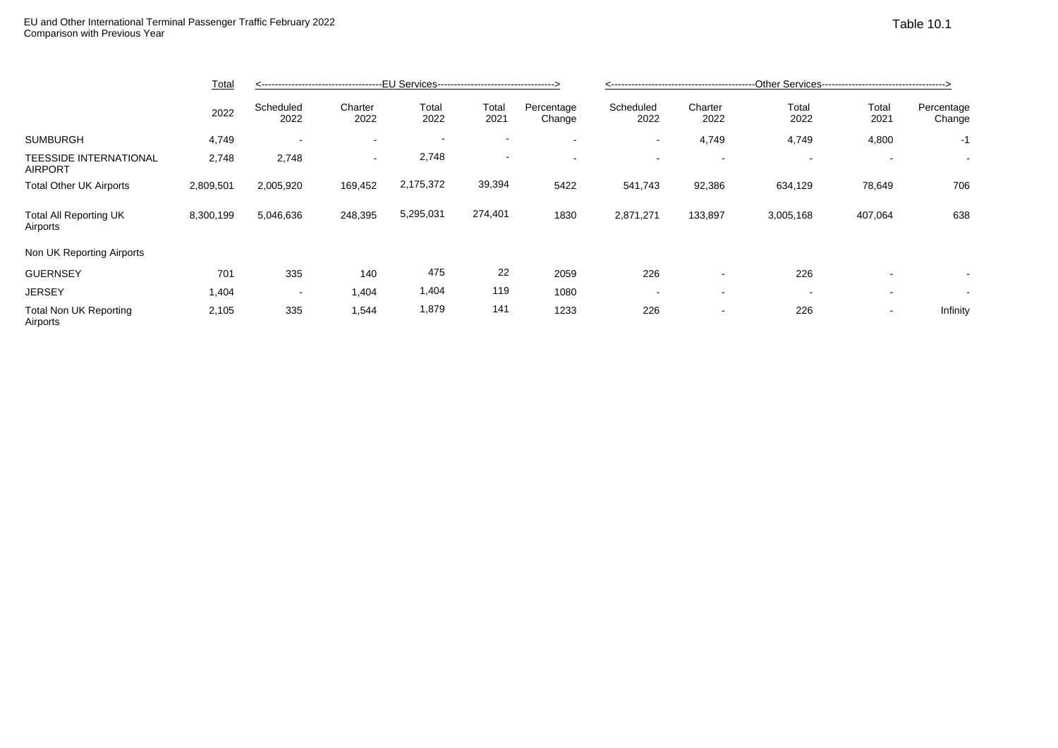EU and Other International Terminal Passenger Traffic February 2022
Comparison with Previous Year

Table 10.1

| | Total | EU Services | | | | | Other Services | | | | |
|---|---|---|---|---|---|---|---|---|---|---|---|
| | 2022 | Scheduled 2022 | Charter 2022 | Total 2022 | Total 2021 | Percentage Change | Scheduled 2022 | Charter 2022 | Total 2022 | Total 2021 | Percentage Change |
| SUMBURGH | 4,749 | - | - | - | - | - | - | 4,749 | 4,749 | 4,800 | -1 |
| TEESSIDE INTERNATIONAL AIRPORT | 2,748 | 2,748 | - | 2,748 | - | - | - | - | - | - | - |
| Total Other UK Airports | 2,809,501 | 2,005,920 | 169,452 | 2,175,372 | 39,394 | 5422 | 541,743 | 92,386 | 634,129 | 78,649 | 706 |
| Total All Reporting UK Airports | 8,300,199 | 5,046,636 | 248,395 | 5,295,031 | 274,401 | 1830 | 2,871,271 | 133,897 | 3,005,168 | 407,064 | 638 |
| Non UK Reporting Airports | | | | | | | | | | | |
| GUERNSEY | 701 | 335 | 140 | 475 | 22 | 2059 | 226 | - | 226 | - | - |
| JERSEY | 1,404 | - | 1,404 | 1,404 | 119 | 1080 | - | - | - | - | - |
| Total Non UK Reporting Airports | 2,105 | 335 | 1,544 | 1,879 | 141 | 1233 | 226 | - | 226 | - | Infinity |